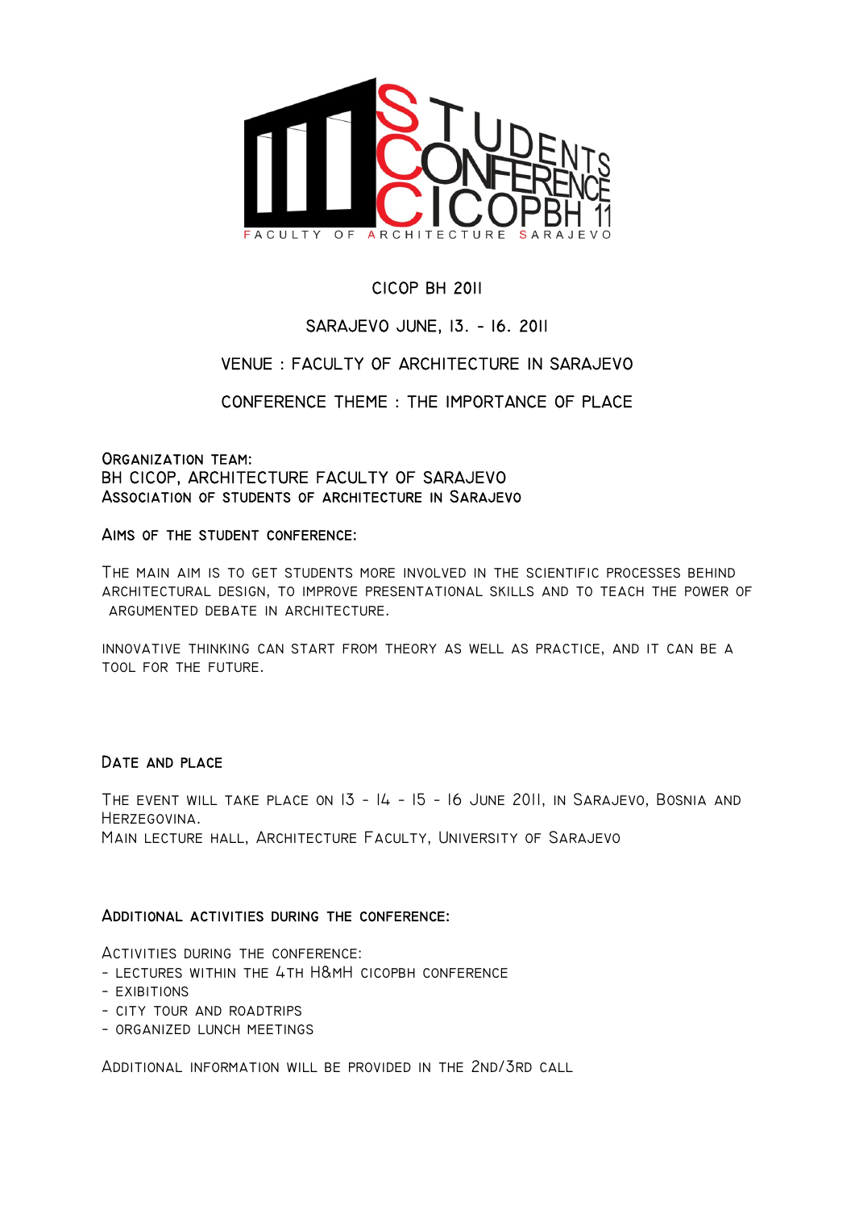STUDENTS CONFERENCE CICOPBH 11

FACULTY OF ARCHITECTURE SARAJEVO

# CICOP BH 2011

## SARAJEVO JUNE, 13. - 16. 2011

## VENUE : FACULTY OF ARCHITECTURE IN SARAJEVO

## CONFERENCE THEME : THE IMPORTANCE OF PLACE

**Organization team:**
BH CICOP, ARCHITECTURE FACULTY OF SARAJEVO
**Association of students of architecture in Sarajevo**

### Aims of the student conference:

The main aim is to get students more involved in the scientific processes behind architectural design, to improve presentational skills and to teach the power of argumented debate in architecture.

Innovative thinking can start from theory as well as practice, and it can be a tool for the future.

### Date and place

The event will take place on 13 - 14 - 15 - 16 June 2011, in Sarajevo, Bosnia and Herzegovina.
Main lecture hall, Architecture Faculty, University of Sarajevo

### Additional activities during the conference:

Activities during the conference:
- lectures within the 4th H&mH CICOPBH conference
- exibitions
- city tour and roadtrips
- organized lunch meetings

Additional information will be provided in the 2nd/3rd call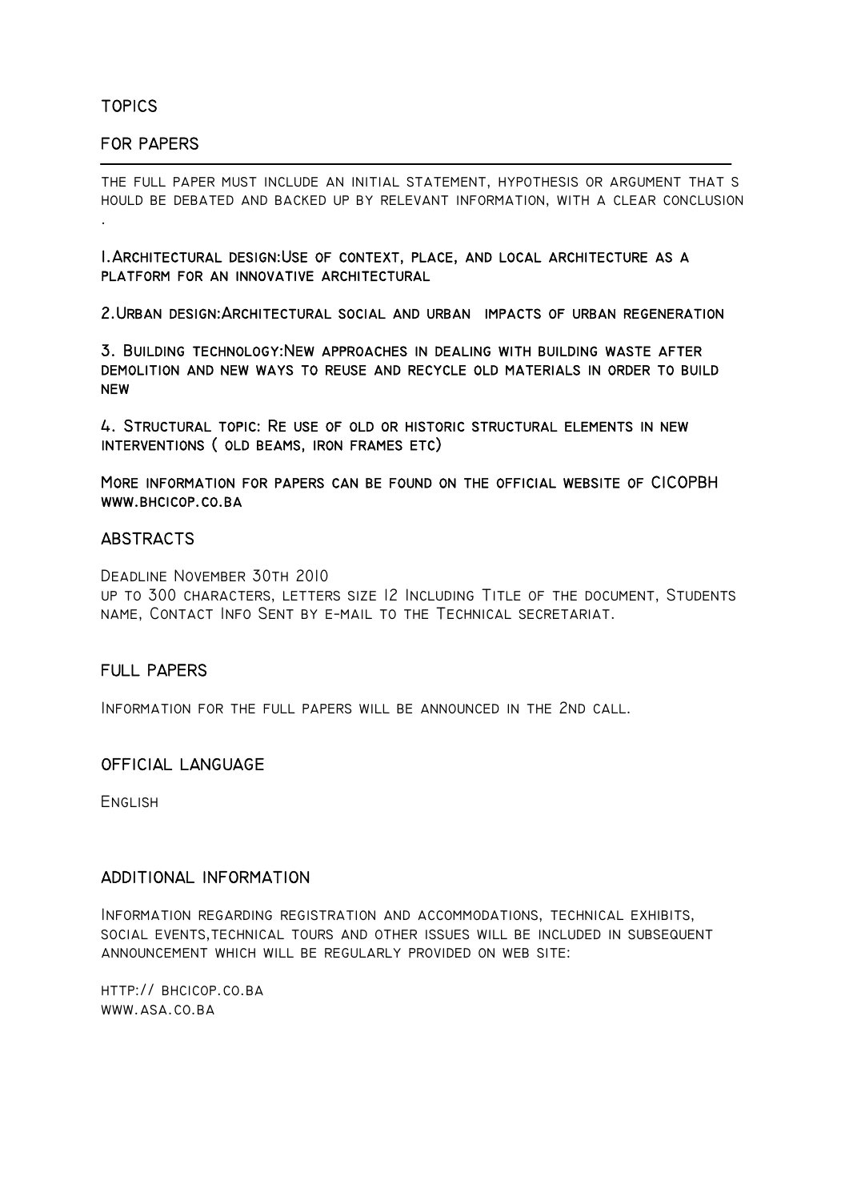## TOPICS

## FOR PAPERS

THE FULL PAPER MUST INCLUDE AN INITIAL STATEMENT, HYPOTHESIS OR ARGUMENT THAT SHOULD BE DEBATED AND BACKED UP BY RELEVANT INFORMATION, WITH A CLEAR CONCLUSION.

**1.ARCHITECTURAL DESIGN:USE OF CONTEXT, PLACE, AND LOCAL ARCHITECTURE AS A PLATFORM FOR AN INNOVATIVE ARCHITECTURAL**

**2.URBAN DESIGN:ARCHITECTURAL SOCIAL AND URBAN IMPACTS OF URBAN REGENERATION**

**3. BUILDING TECHNOLOGY:NEW APPROACHES IN DEALING WITH BUILDING WASTE AFTER DEMOLITION AND NEW WAYS TO REUSE AND RECYCLE OLD MATERIALS IN ORDER TO BUILD NEW**

**4. STRUCTURAL TOPIC: RE USE OF OLD OR HISTORIC STRUCTURAL ELEMENTS IN NEW INTERVENTIONS ( OLD BEAMS, IRON FRAMES ETC)**

**MORE INFORMATION FOR PAPERS CAN BE FOUND ON THE OFFICIAL WEBSITE OF CICOPBH WWW.BHCICOP.CO.BA**

## ABSTRACTS

DEADLINE NOVEMBER 30TH 2010
UP TO 300 CHARACTERS, LETTERS SIZE 12 INCLUDING TITLE OF THE DOCUMENT, STUDENTS NAME, CONTACT INFO SENT BY E-MAIL TO THE TECHNICAL SECRETARIAT.

## FULL PAPERS

INFORMATION FOR THE FULL PAPERS WILL BE ANNOUNCED IN THE 2ND CALL.

## OFFICIAL LANGUAGE

ENGLISH

## ADDITIONAL INFORMATION

INFORMATION REGARDING REGISTRATION AND ACCOMMODATIONS, TECHNICAL EXHIBITS, SOCIAL EVENTS,TECHNICAL TOURS AND OTHER ISSUES WILL BE INCLUDED IN SUBSEQUENT ANNOUNCEMENT WHICH WILL BE REGULARLY PROVIDED ON WEB SITE:

HTTP:// BHCICOP.CO.BA
WWW.ASA.CO.BA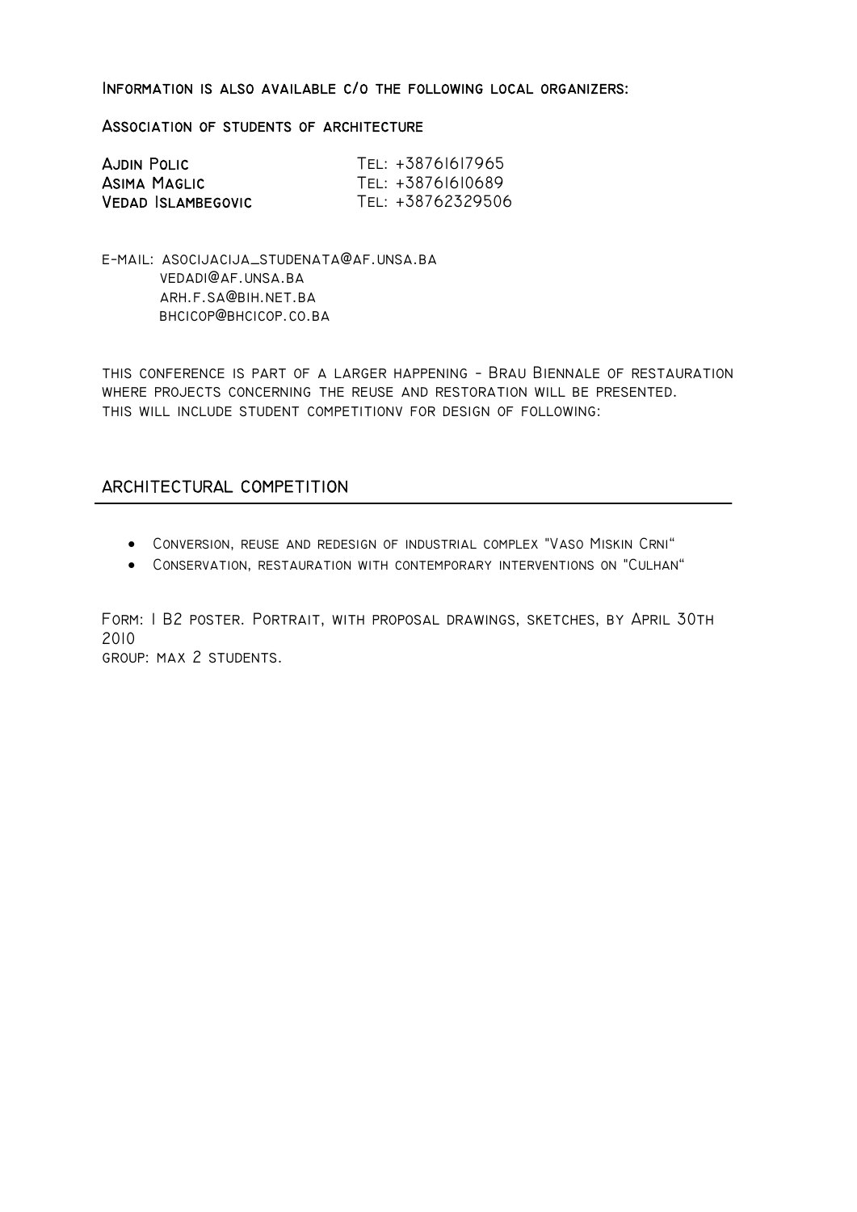**Information is also available c/o the following local organizers:**

**Association of students of architecture**

| | |
|---|---|
| **Ajdin Polic** | Tel: +38761617965 |
| **Asima Maglic** | Tel: +38761610689 |
| **Vedad Islambegovic** | Tel: +38762329506 |

e-mail: asocijacija_studenata@af.unsa.ba
vedadi@af.unsa.ba
arh.f.sa@bih.net.ba
bhcicop@bhcicop.co.ba

this conference is part of a larger happening - Brau Biennale of restauration where projects concerning the reuse and restoration will be presented.
this will include student competitionv for design of following:

## ARCHITECTURAL COMPETITION

- Conversion, reuse and redesign of industrial complex "Vaso Miskin Crni"
- Conservation, restauration with contemporary interventions on "Culhan"

Form: 1 B2 poster. Portrait, with proposal drawings, sketches, by April 30th 2010
group: max 2 students.